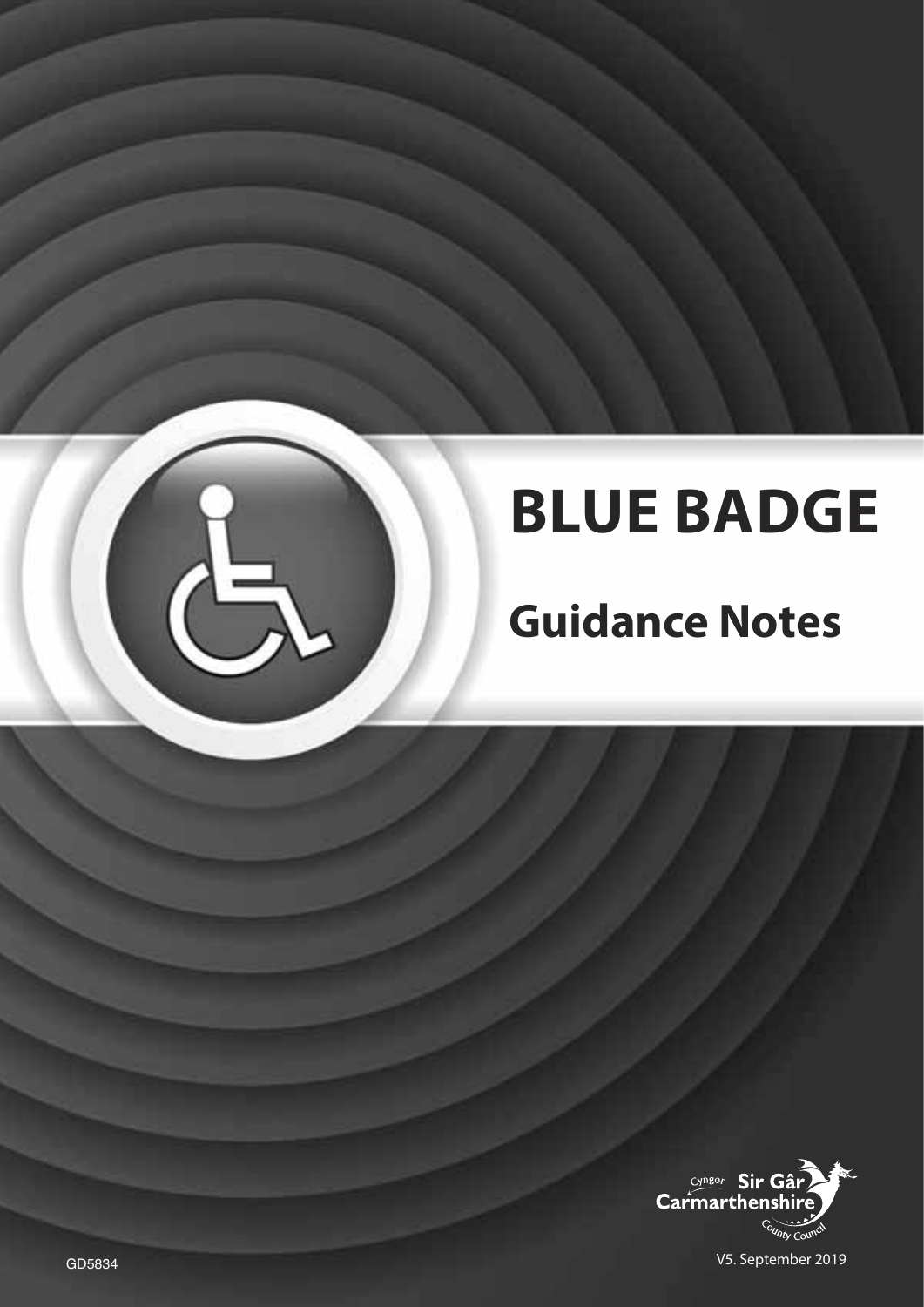# BLUE BADGE

## Guidance Notes

Cyngor Sir Gâr Carmarthenshire County Council

GD5834

V5. September 2019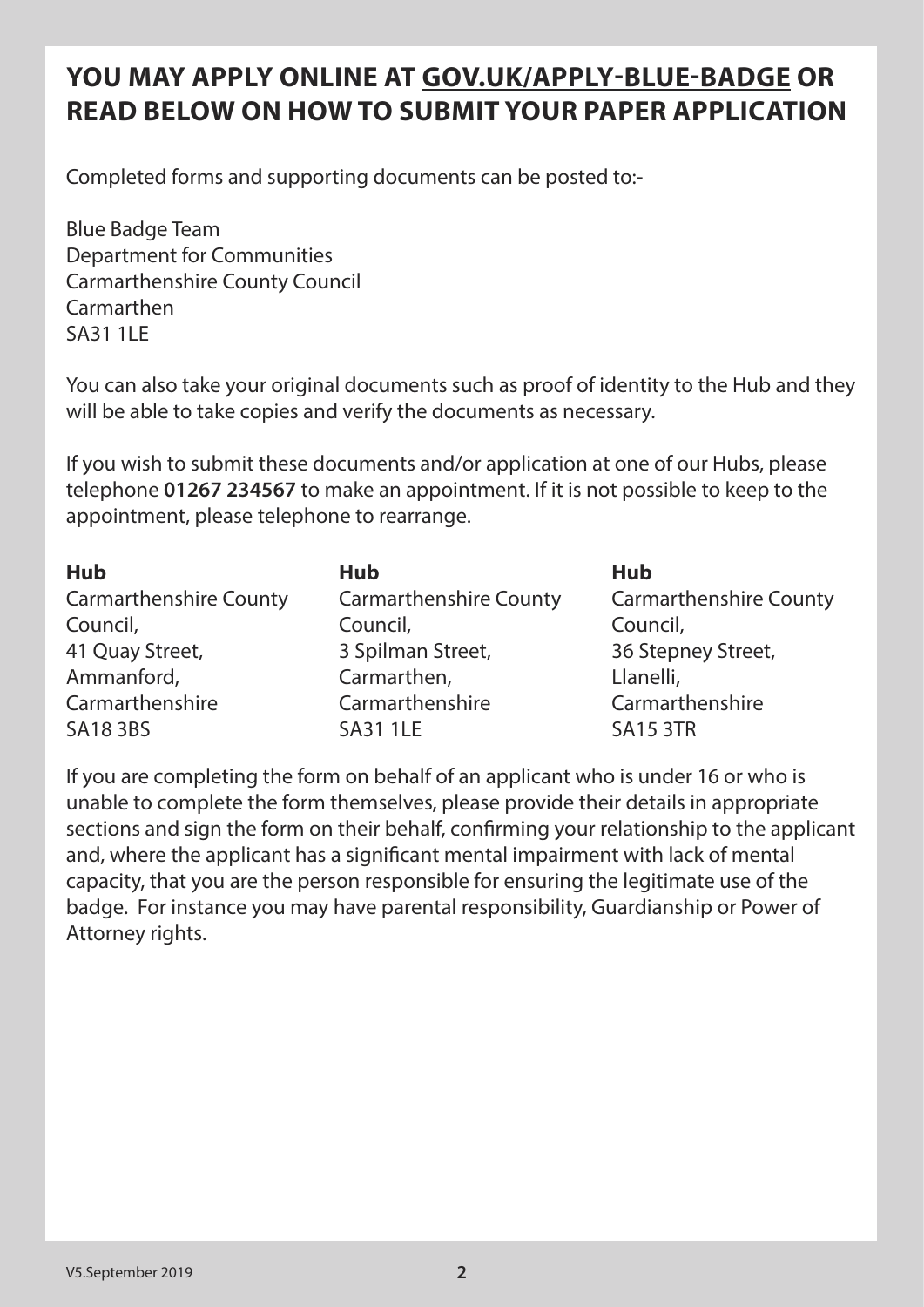## YOU MAY APPLY ONLINE AT GOV.UK/APPLY-BLUE-BADGE OR READ BELOW ON HOW TO SUBMIT YOUR PAPER APPLICATION

Completed forms and supporting documents can be posted to:-

Blue Badge Team
Department for Communities
Carmarthenshire County Council
Carmarthen
SA31 1LE

You can also take your original documents such as proof of identity to the Hub and they will be able to take copies and verify the documents as necessary.

If you wish to submit these documents and/or application at one of our Hubs, please telephone **01267 234567** to make an appointment. If it is not possible to keep to the appointment, please telephone to rearrange.

**Hub**
Carmarthenshire County Council,
41 Quay Street,
Ammanford,
Carmarthenshire
SA18 3BS

**Hub**
Carmarthenshire County Council,
3 Spilman Street,
Carmarthen,
Carmarthenshire
SA31 1LE

**Hub**
Carmarthenshire County Council,
36 Stepney Street,
Llanelli,
Carmarthenshire
SA15 3TR

If you are completing the form on behalf of an applicant who is under 16 or who is unable to complete the form themselves, please provide their details in appropriate sections and sign the form on their behalf, confirming your relationship to the applicant and, where the applicant has a significant mental impairment with lack of mental capacity, that you are the person responsible for ensuring the legitimate use of the badge. For instance you may have parental responsibility, Guardianship or Power of Attorney rights.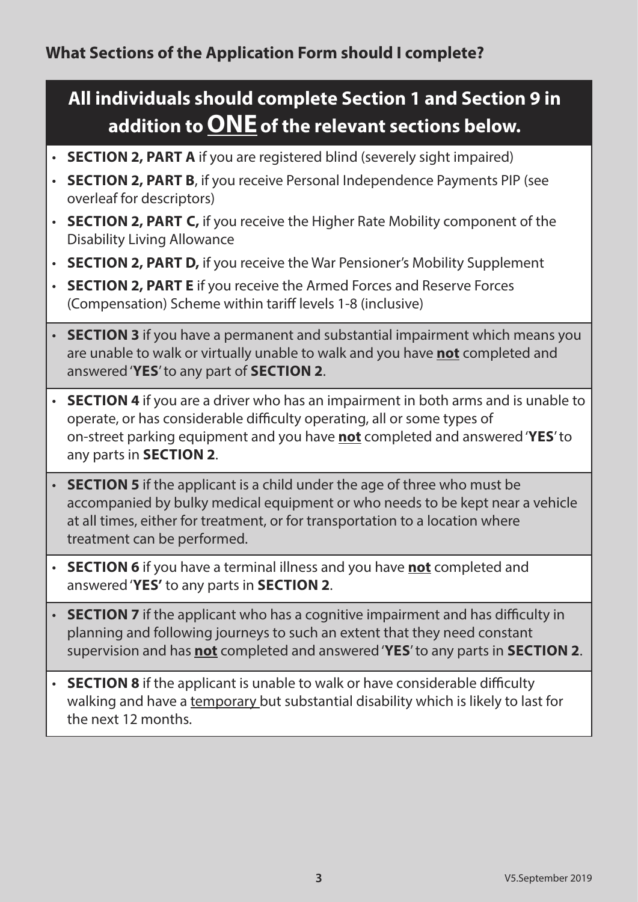## What Sections of the Application Form should I complete?

**All individuals should complete Section 1 and Section 9 in addition to ONE of the relevant sections below.**

- **SECTION 2, PART A** if you are registered blind (severely sight impaired)
- **SECTION 2, PART B**, if you receive Personal Independence Payments PIP (see overleaf for descriptors)
- **SECTION 2, PART C,** if you receive the Higher Rate Mobility component of the Disability Living Allowance
- **SECTION 2, PART D,** if you receive the War Pensioner's Mobility Supplement
- **SECTION 2, PART E** if you receive the Armed Forces and Reserve Forces (Compensation) Scheme within tariff levels 1-8 (inclusive)

- **SECTION 3** if you have a permanent and substantial impairment which means you are unable to walk or virtually unable to walk and you have **not** completed and answered '**YES**' to any part of **SECTION 2**.

- **SECTION 4** if you are a driver who has an impairment in both arms and is unable to operate, or has considerable difficulty operating, all or some types of on-street parking equipment and you have **not** completed and answered '**YES**' to any parts in **SECTION 2**.

- **SECTION 5** if the applicant is a child under the age of three who must be accompanied by bulky medical equipment or who needs to be kept near a vehicle at all times, either for treatment, or for transportation to a location where treatment can be performed.

- **SECTION 6** if you have a terminal illness and you have **not** completed and answered '**YES'** to any parts in **SECTION 2**.

- **SECTION 7** if the applicant who has a cognitive impairment and has difficulty in planning and following journeys to such an extent that they need constant supervision and has **not** completed and answered '**YES**' to any parts in **SECTION 2**.

- **SECTION 8** if the applicant is unable to walk or have considerable difficulty walking and have a temporary but substantial disability which is likely to last for the next 12 months.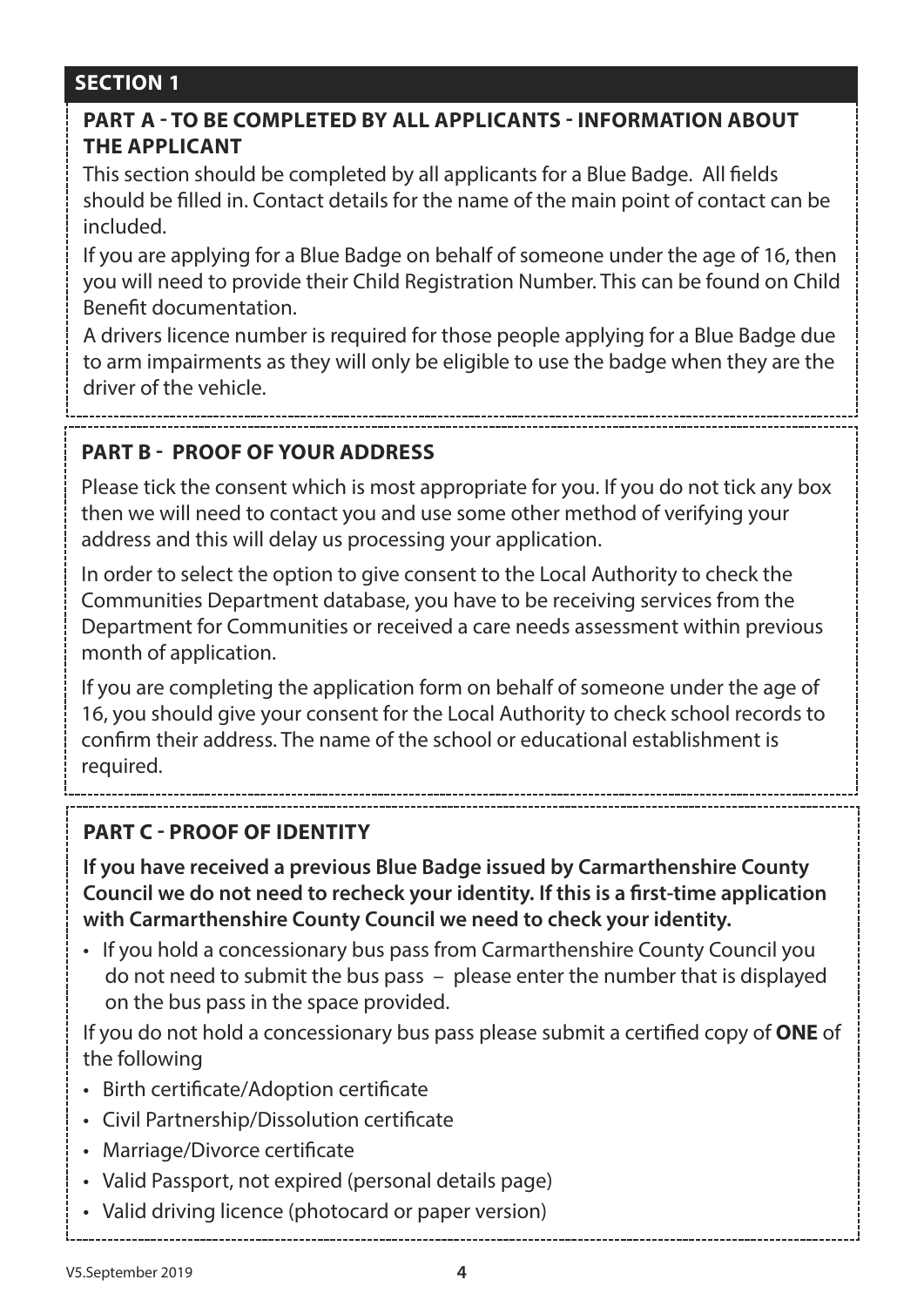## SECTION 1

### PART A - TO BE COMPLETED BY ALL APPLICANTS - INFORMATION ABOUT THE APPLICANT

This section should be completed by all applicants for a Blue Badge. All fields should be filled in. Contact details for the name of the main point of contact can be included.

If you are applying for a Blue Badge on behalf of someone under the age of 16, then you will need to provide their Child Registration Number. This can be found on Child Benefit documentation.

A drivers licence number is required for those people applying for a Blue Badge due to arm impairments as they will only be eligible to use the badge when they are the driver of the vehicle.

### PART B - PROOF OF YOUR ADDRESS

Please tick the consent which is most appropriate for you. If you do not tick any box then we will need to contact you and use some other method of verifying your address and this will delay us processing your application.

In order to select the option to give consent to the Local Authority to check the Communities Department database, you have to be receiving services from the Department for Communities or received a care needs assessment within previous month of application.

If you are completing the application form on behalf of someone under the age of 16, you should give your consent for the Local Authority to check school records to confirm their address. The name of the school or educational establishment is required.

### PART C - PROOF OF IDENTITY

**If you have received a previous Blue Badge issued by Carmarthenshire County Council we do not need to recheck your identity. If this is a first-time application with Carmarthenshire County Council we need to check your identity.**

- If you hold a concessionary bus pass from Carmarthenshire County Council you do not need to submit the bus pass – please enter the number that is displayed on the bus pass in the space provided.

If you do not hold a concessionary bus pass please submit a certified copy of **ONE** of the following

- Birth certificate/Adoption certificate
- Civil Partnership/Dissolution certificate
- Marriage/Divorce certificate
- Valid Passport, not expired (personal details page)
- Valid driving licence (photocard or paper version)

V5.September 2019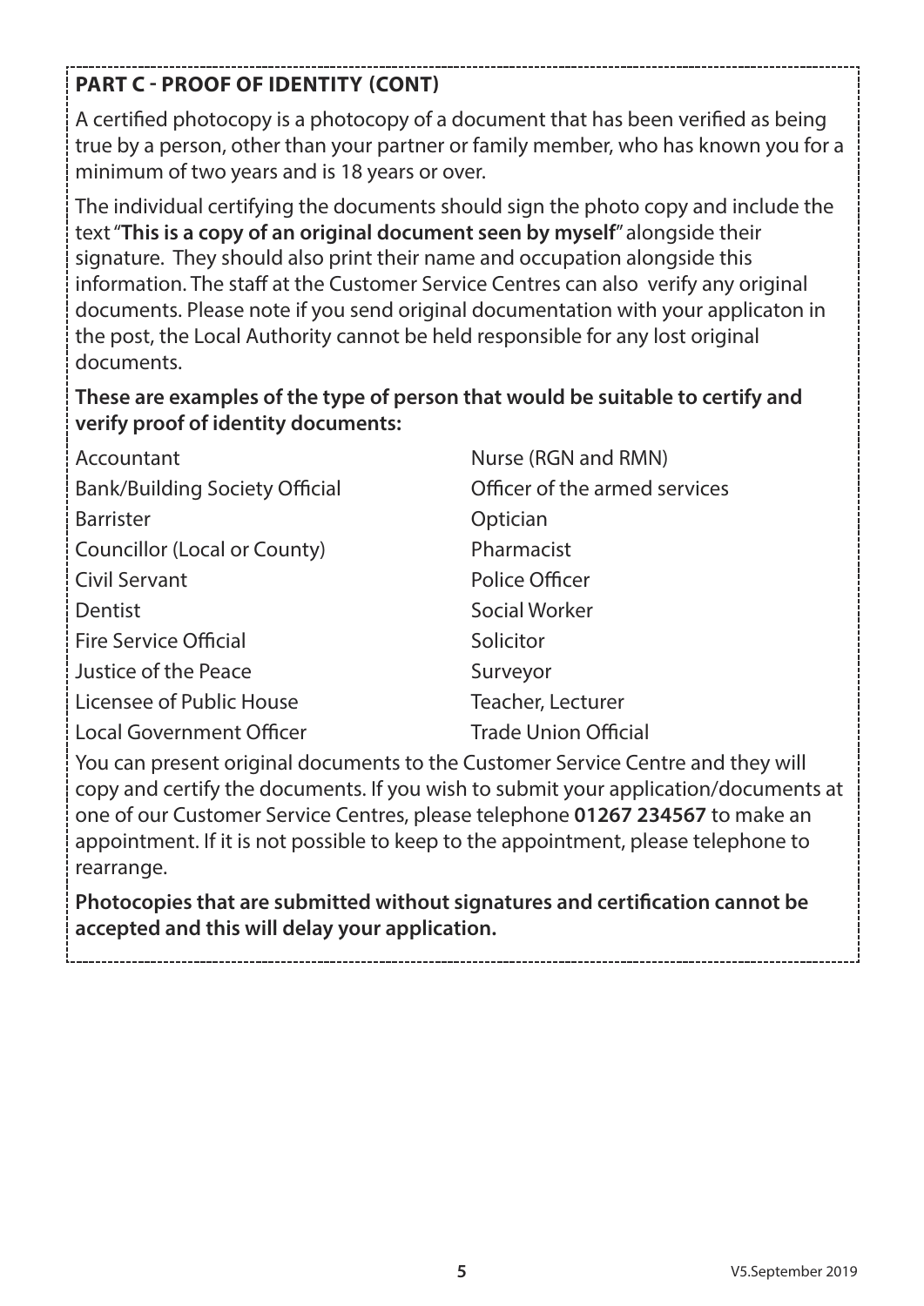## PART C - PROOF OF IDENTITY (CONT)

A certified photocopy is a photocopy of a document that has been verified as being true by a person, other than your partner or family member, who has known you for a minimum of two years and is 18 years or over.

The individual certifying the documents should sign the photo copy and include the text "**This is a copy of an original document seen by myself**" alongside their signature. They should also print their name and occupation alongside this information. The staff at the Customer Service Centres can also verify any original documents. Please note if you send original documentation with your applicaton in the post, the Local Authority cannot be held responsible for any lost original documents.

**These are examples of the type of person that would be suitable to certify and verify proof of identity documents:**

- Accountant
- Bank/Building Society Official
- Barrister
- Councillor (Local or County)
- Civil Servant
- Dentist
- Fire Service Official
- Justice of the Peace
- Licensee of Public House
- Local Government Officer
- Nurse (RGN and RMN)
- Officer of the armed services
- Optician
- Pharmacist
- Police Officer
- Social Worker
- Solicitor
- Surveyor
- Teacher, Lecturer
- Trade Union Official

You can present original documents to the Customer Service Centre and they will copy and certify the documents. If you wish to submit your application/documents at one of our Customer Service Centres, please telephone **01267 234567** to make an appointment. If it is not possible to keep to the appointment, please telephone to rearrange.

**Photocopies that are submitted without signatures and certification cannot be accepted and this will delay your application.**

V5.September 2019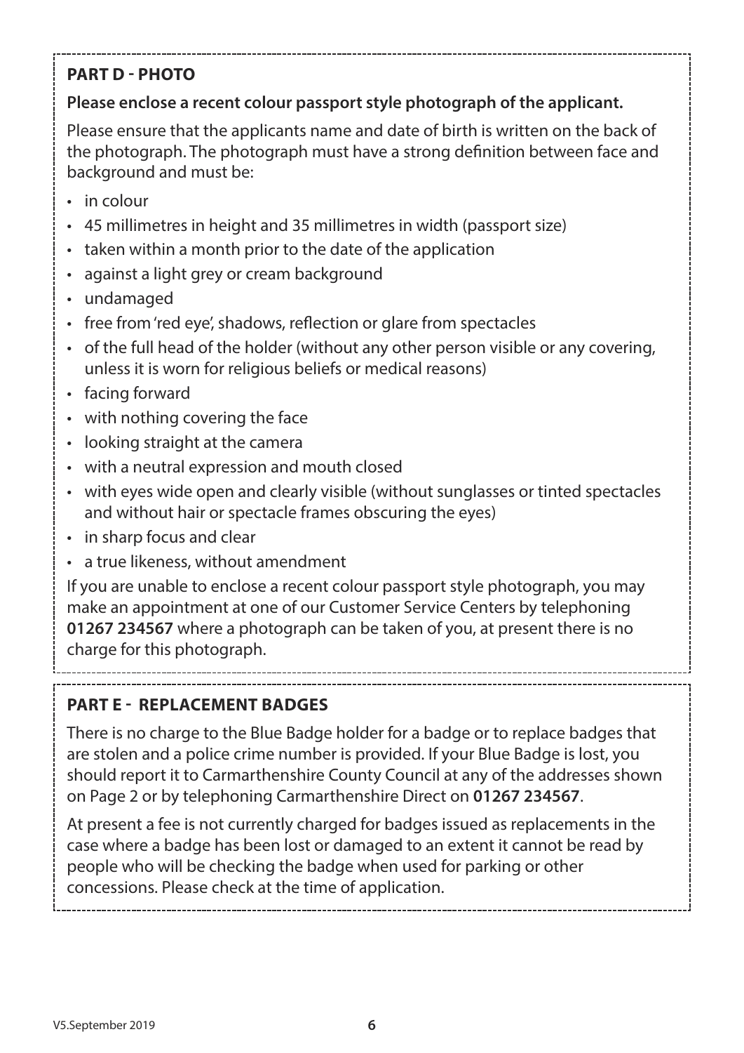## PART D - PHOTO

**Please enclose a recent colour passport style photograph of the applicant.**

Please ensure that the applicants name and date of birth is written on the back of the photograph. The photograph must have a strong definition between face and background and must be:

- in colour
- 45 millimetres in height and 35 millimetres in width (passport size)
- taken within a month prior to the date of the application
- against a light grey or cream background
- undamaged
- free from 'red eye', shadows, reflection or glare from spectacles
- of the full head of the holder (without any other person visible or any covering, unless it is worn for religious beliefs or medical reasons)
- facing forward
- with nothing covering the face
- looking straight at the camera
- with a neutral expression and mouth closed
- with eyes wide open and clearly visible (without sunglasses or tinted spectacles and without hair or spectacle frames obscuring the eyes)
- in sharp focus and clear
- a true likeness, without amendment

If you are unable to enclose a recent colour passport style photograph, you may make an appointment at one of our Customer Service Centers by telephoning **01267 234567** where a photograph can be taken of you, at present there is no charge for this photograph.

## PART E - REPLACEMENT BADGES

There is no charge to the Blue Badge holder for a badge or to replace badges that are stolen and a police crime number is provided. If your Blue Badge is lost, you should report it to Carmarthenshire County Council at any of the addresses shown on Page 2 or by telephoning Carmarthenshire Direct on **01267 234567**.

At present a fee is not currently charged for badges issued as replacements in the case where a badge has been lost or damaged to an extent it cannot be read by people who will be checking the badge when used for parking or other concessions. Please check at the time of application.

V5.September 2019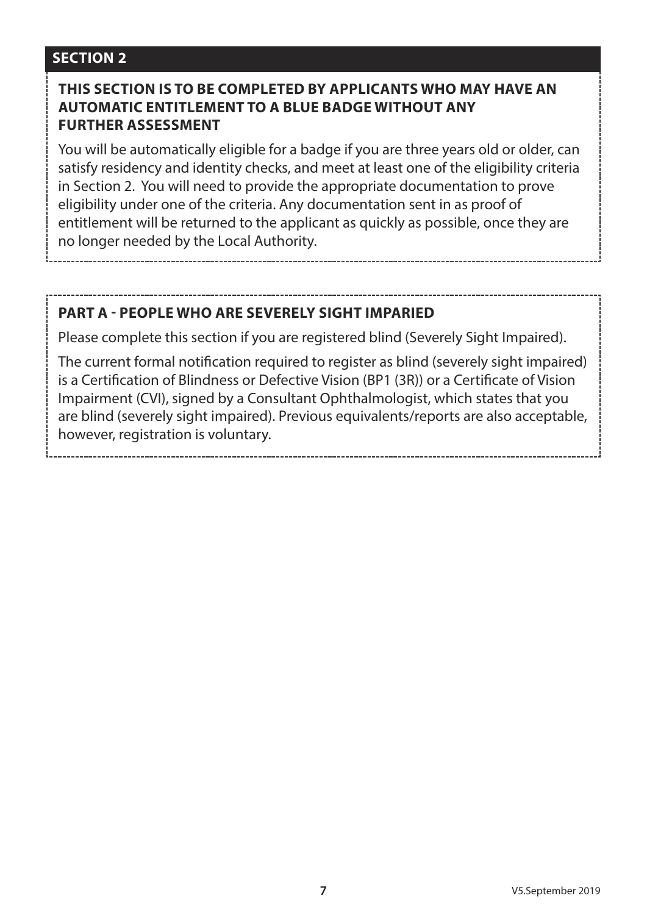## SECTION 2

**THIS SECTION IS TO BE COMPLETED BY APPLICANTS WHO MAY HAVE AN AUTOMATIC ENTITLEMENT TO A BLUE BADGE WITHOUT ANY FURTHER ASSESSMENT**

You will be automatically eligible for a badge if you are three years old or older, can satisfy residency and identity checks, and meet at least one of the eligibility criteria in Section 2. You will need to provide the appropriate documentation to prove eligibility under one of the criteria. Any documentation sent in as proof of entitlement will be returned to the applicant as quickly as possible, once they are no longer needed by the Local Authority.

### PART A - PEOPLE WHO ARE SEVERELY SIGHT IMPARIED

Please complete this section if you are registered blind (Severely Sight Impaired).

The current formal notification required to register as blind (severely sight impaired) is a Certification of Blindness or Defective Vision (BP1 (3R)) or a Certificate of Vision Impairment (CVI), signed by a Consultant Ophthalmologist, which states that you are blind (severely sight impaired). Previous equivalents/reports are also acceptable, however, registration is voluntary.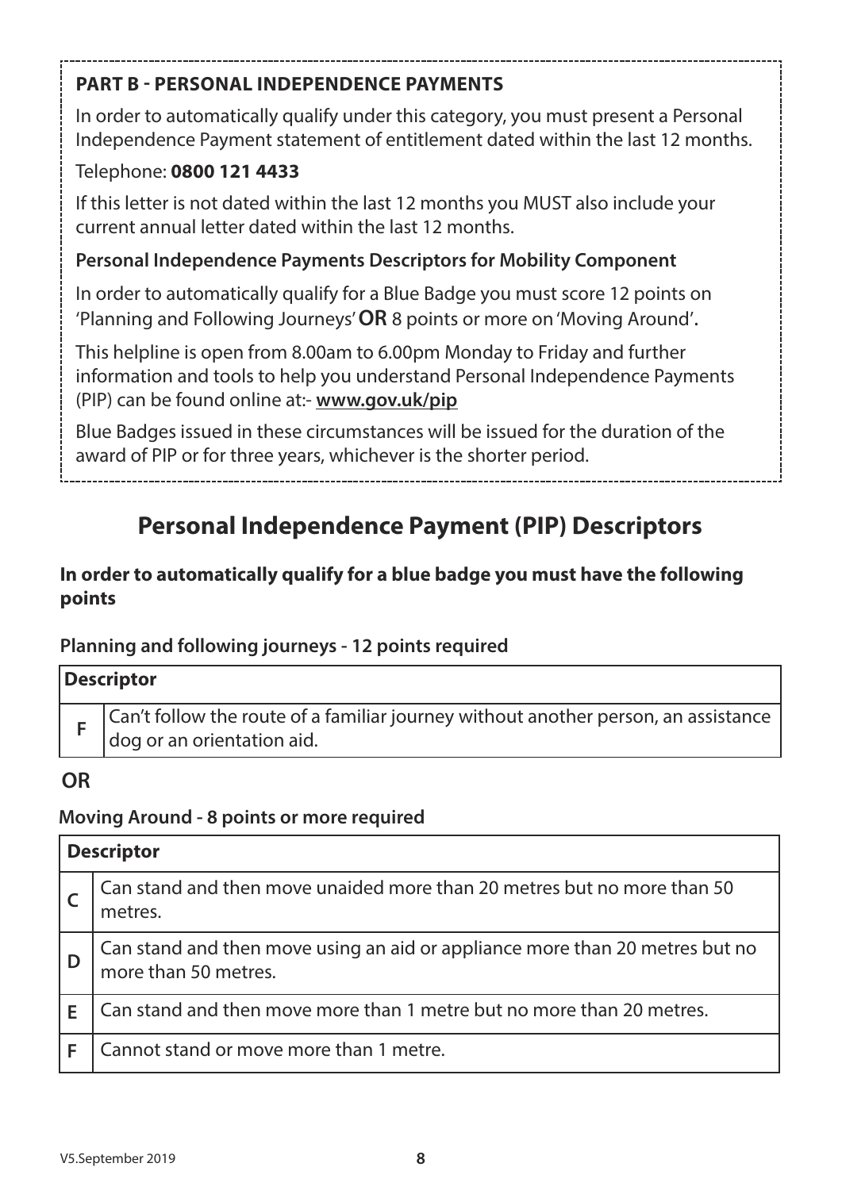**PART B - PERSONAL INDEPENDENCE PAYMENTS**

In order to automatically qualify under this category, you must present a Personal Independence Payment statement of entitlement dated within the last 12 months.

Telephone: **0800 121 4433**

If this letter is not dated within the last 12 months you MUST also include your current annual letter dated within the last 12 months.

**Personal Independence Payments Descriptors for Mobility Component**

In order to automatically qualify for a Blue Badge you must score 12 points on 'Planning and Following Journeys' **OR** 8 points or more on 'Moving Around'.

This helpline is open from 8.00am to 6.00pm Monday to Friday and further information and tools to help you understand Personal Independence Payments (PIP) can be found online at:- **www.gov.uk/pip**

Blue Badges issued in these circumstances will be issued for the duration of the award of PIP or for three years, whichever is the shorter period.

## Personal Independence Payment (PIP) Descriptors

**In order to automatically qualify for a blue badge you must have the following points**

**Planning and following journeys - 12 points required**

| **Descriptor** | |
|---|---|
| **F** | Can't follow the route of a familiar journey without another person, an assistance dog or an orientation aid. |

**OR**

**Moving Around - 8 points or more required**

| **Descriptor** | |
|---|---|
| **C** | Can stand and then move unaided more than 20 metres but no more than 50 metres. |
| **D** | Can stand and then move using an aid or appliance more than 20 metres but no more than 50 metres. |
| **E** | Can stand and then move more than 1 metre but no more than 20 metres. |
| **F** | Cannot stand or move more than 1 metre. |

V5.September 2019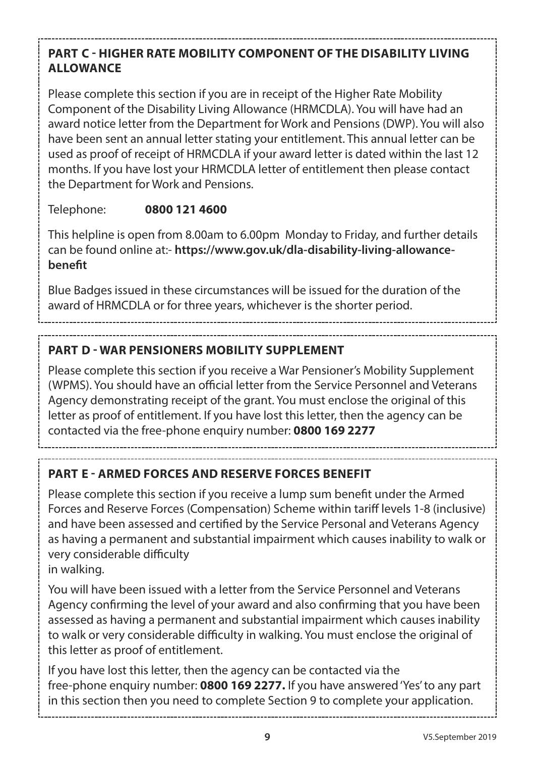## PART C - HIGHER RATE MOBILITY COMPONENT OF THE DISABILITY LIVING ALLOWANCE

Please complete this section if you are in receipt of the Higher Rate Mobility Component of the Disability Living Allowance (HRMCDLA). You will have had an award notice letter from the Department for Work and Pensions (DWP). You will also have been sent an annual letter stating your entitlement. This annual letter can be used as proof of receipt of HRMCDLA if your award letter is dated within the last 12 months. If you have lost your HRMCDLA letter of entitlement then please contact the Department for Work and Pensions.

Telephone: **0800 121 4600**

This helpline is open from 8.00am to 6.00pm Monday to Friday, and further details can be found online at:- **https://www.gov.uk/dla-disability-living-allowance-benefit**

Blue Badges issued in these circumstances will be issued for the duration of the award of HRMCDLA or for three years, whichever is the shorter period.

## PART D - WAR PENSIONERS MOBILITY SUPPLEMENT

Please complete this section if you receive a War Pensioner's Mobility Supplement (WPMS). You should have an official letter from the Service Personnel and Veterans Agency demonstrating receipt of the grant. You must enclose the original of this letter as proof of entitlement. If you have lost this letter, then the agency can be contacted via the free-phone enquiry number: **0800 169 2277**

## PART E - ARMED FORCES AND RESERVE FORCES BENEFIT

Please complete this section if you receive a lump sum benefit under the Armed Forces and Reserve Forces (Compensation) Scheme within tariff levels 1-8 (inclusive) and have been assessed and certified by the Service Personal and Veterans Agency as having a permanent and substantial impairment which causes inability to walk or very considerable difficulty in walking.

You will have been issued with a letter from the Service Personnel and Veterans Agency confirming the level of your award and also confirming that you have been assessed as having a permanent and substantial impairment which causes inability to walk or very considerable difficulty in walking. You must enclose the original of this letter as proof of entitlement.

If you have lost this letter, then the agency can be contacted via the free-phone enquiry number: **0800 169 2277.** If you have answered 'Yes' to any part in this section then you need to complete Section 9 to complete your application.

V5.September 2019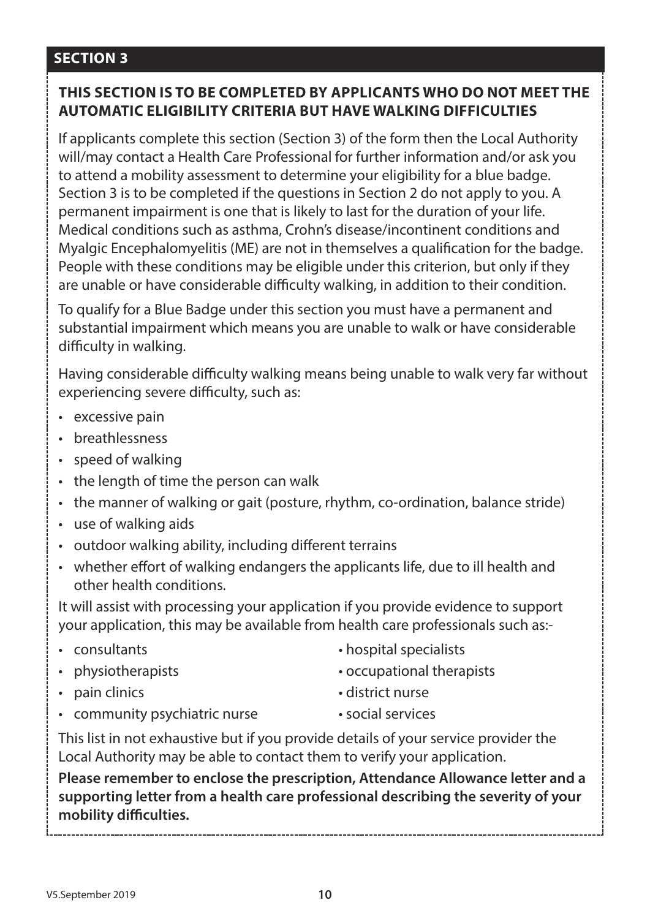## SECTION 3

**THIS SECTION IS TO BE COMPLETED BY APPLICANTS WHO DO NOT MEET THE AUTOMATIC ELIGIBILITY CRITERIA BUT HAVE WALKING DIFFICULTIES**

If applicants complete this section (Section 3) of the form then the Local Authority will/may contact a Health Care Professional for further information and/or ask you to attend a mobility assessment to determine your eligibility for a blue badge. Section 3 is to be completed if the questions in Section 2 do not apply to you. A permanent impairment is one that is likely to last for the duration of your life. Medical conditions such as asthma, Crohn's disease/incontinent conditions and Myalgic Encephalomyelitis (ME) are not in themselves a qualification for the badge. People with these conditions may be eligible under this criterion, but only if they are unable or have considerable difficulty walking, in addition to their condition.

To qualify for a Blue Badge under this section you must have a permanent and substantial impairment which means you are unable to walk or have considerable difficulty in walking.

Having considerable difficulty walking means being unable to walk very far without experiencing severe difficulty, such as:

- excessive pain
- breathlessness
- speed of walking
- the length of time the person can walk
- the manner of walking or gait (posture, rhythm, co-ordination, balance stride)
- use of walking aids
- outdoor walking ability, including different terrains
- whether effort of walking endangers the applicants life, due to ill health and other health conditions.

It will assist with processing your application if you provide evidence to support your application, this may be available from health care professionals such as:-

- consultants
- hospital specialists
- physiotherapists
- occupational therapists
- pain clinics
- district nurse
- community psychiatric nurse
- social services

This list in not exhaustive but if you provide details of your service provider the Local Authority may be able to contact them to verify your application.

**Please remember to enclose the prescription, Attendance Allowance letter and a supporting letter from a health care professional describing the severity of your mobility difficulties.**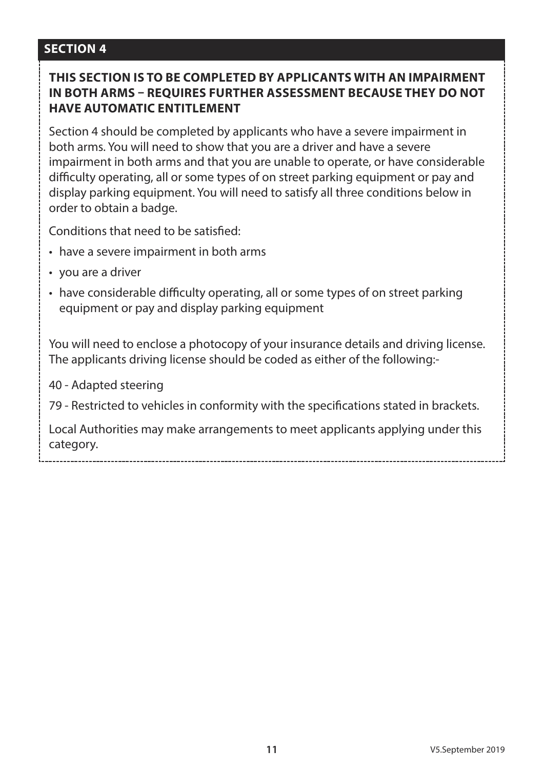## SECTION 4

**THIS SECTION IS TO BE COMPLETED BY APPLICANTS WITH AN IMPAIRMENT IN BOTH ARMS – REQUIRES FURTHER ASSESSMENT BECAUSE THEY DO NOT HAVE AUTOMATIC ENTITLEMENT**

Section 4 should be completed by applicants who have a severe impairment in both arms. You will need to show that you are a driver and have a severe impairment in both arms and that you are unable to operate, or have considerable difficulty operating, all or some types of on street parking equipment or pay and display parking equipment. You will need to satisfy all three conditions below in order to obtain a badge.

Conditions that need to be satisfied:

- have a severe impairment in both arms
- you are a driver
- have considerable difficulty operating, all or some types of on street parking equipment or pay and display parking equipment

You will need to enclose a photocopy of your insurance details and driving license. The applicants driving license should be coded as either of the following:-

40 - Adapted steering

79 - Restricted to vehicles in conformity with the specifications stated in brackets.

Local Authorities may make arrangements to meet applicants applying under this category.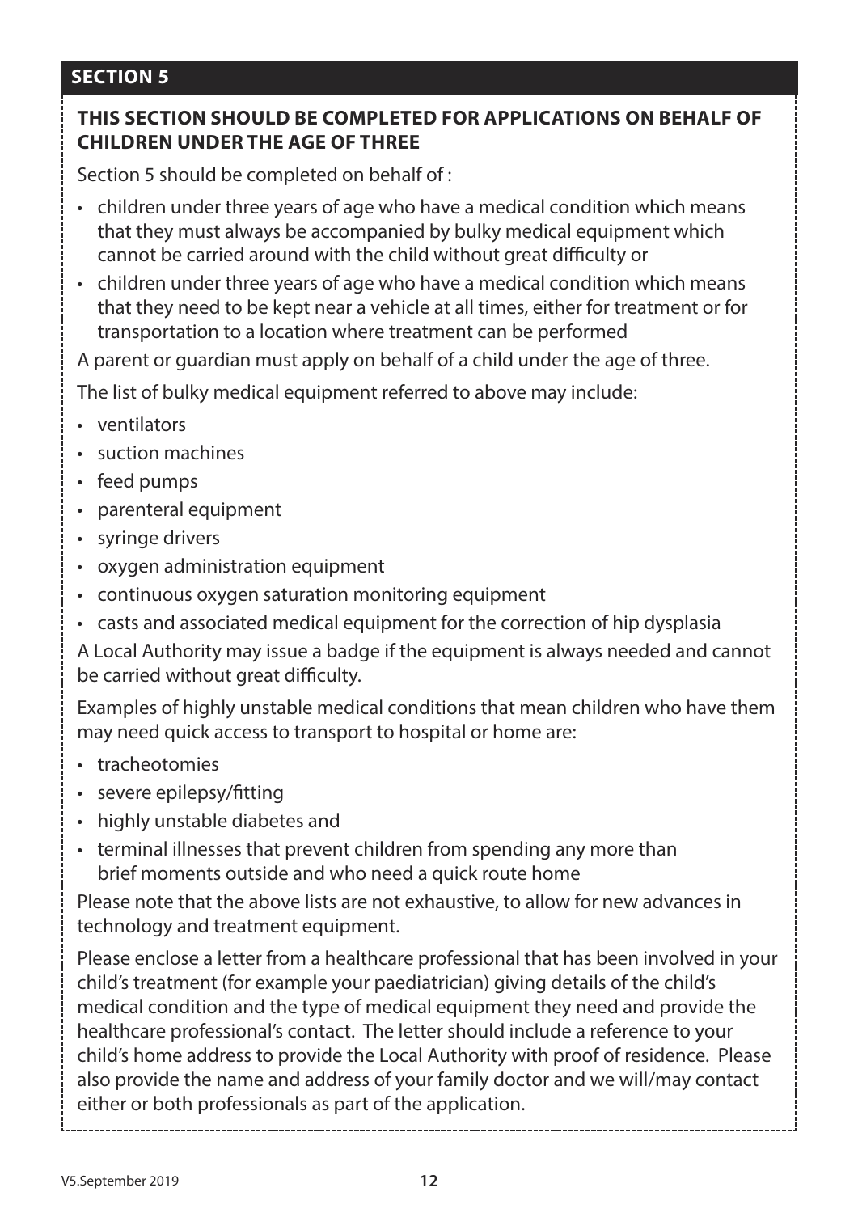## SECTION 5

**THIS SECTION SHOULD BE COMPLETED FOR APPLICATIONS ON BEHALF OF CHILDREN UNDER THE AGE OF THREE**

Section 5 should be completed on behalf of :

- children under three years of age who have a medical condition which means that they must always be accompanied by bulky medical equipment which cannot be carried around with the child without great difficulty or
- children under three years of age who have a medical condition which means that they need to be kept near a vehicle at all times, either for treatment or for transportation to a location where treatment can be performed

A parent or guardian must apply on behalf of a child under the age of three.

The list of bulky medical equipment referred to above may include:

- ventilators
- suction machines
- feed pumps
- parenteral equipment
- syringe drivers
- oxygen administration equipment
- continuous oxygen saturation monitoring equipment
- casts and associated medical equipment for the correction of hip dysplasia

A Local Authority may issue a badge if the equipment is always needed and cannot be carried without great difficulty.

Examples of highly unstable medical conditions that mean children who have them may need quick access to transport to hospital or home are:

- tracheotomies
- severe epilepsy/fitting
- highly unstable diabetes and
- terminal illnesses that prevent children from spending any more than brief moments outside and who need a quick route home

Please note that the above lists are not exhaustive, to allow for new advances in technology and treatment equipment.

Please enclose a letter from a healthcare professional that has been involved in your child's treatment (for example your paediatrician) giving details of the child's medical condition and the type of medical equipment they need and provide the healthcare professional's contact. The letter should include a reference to your child's home address to provide the Local Authority with proof of residence. Please also provide the name and address of your family doctor and we will/may contact either or both professionals as part of the application.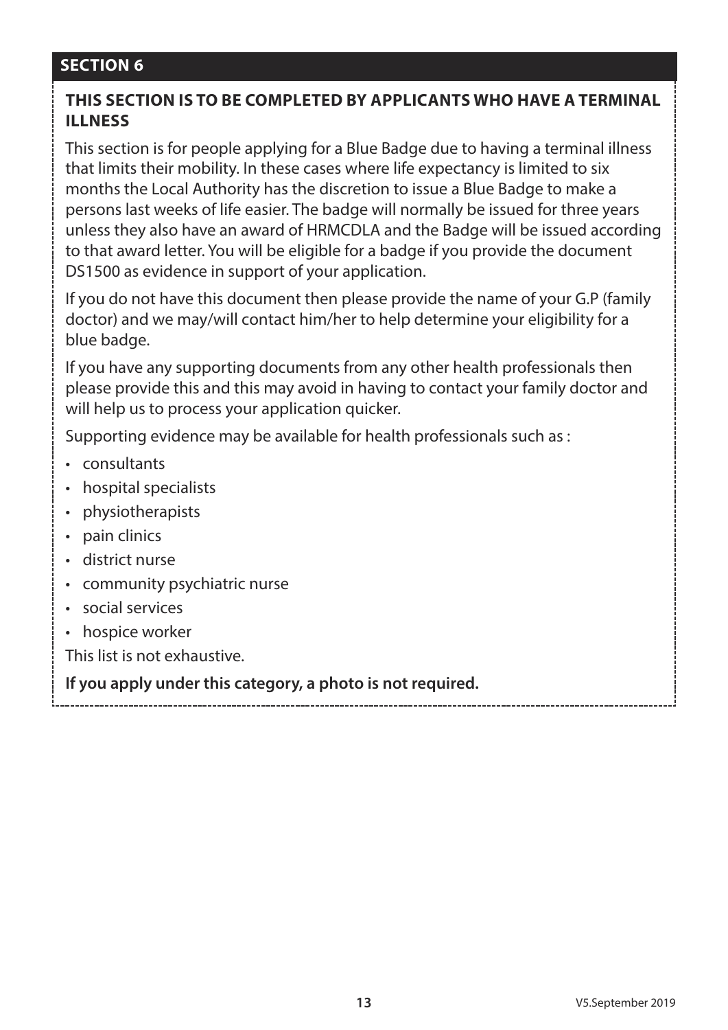## SECTION 6

**THIS SECTION IS TO BE COMPLETED BY APPLICANTS WHO HAVE A TERMINAL ILLNESS**

This section is for people applying for a Blue Badge due to having a terminal illness that limits their mobility. In these cases where life expectancy is limited to six months the Local Authority has the discretion to issue a Blue Badge to make a persons last weeks of life easier. The badge will normally be issued for three years unless they also have an award of HRMCDLA and the Badge will be issued according to that award letter. You will be eligible for a badge if you provide the document DS1500 as evidence in support of your application.

If you do not have this document then please provide the name of your G.P (family doctor) and we may/will contact him/her to help determine your eligibility for a blue badge.

If you have any supporting documents from any other health professionals then please provide this and this may avoid in having to contact your family doctor and will help us to process your application quicker.

Supporting evidence may be available for health professionals such as :

- consultants
- hospital specialists
- physiotherapists
- pain clinics
- district nurse
- community psychiatric nurse
- social services
- hospice worker

This list is not exhaustive.

**If you apply under this category, a photo is not required.**

V5.September 2019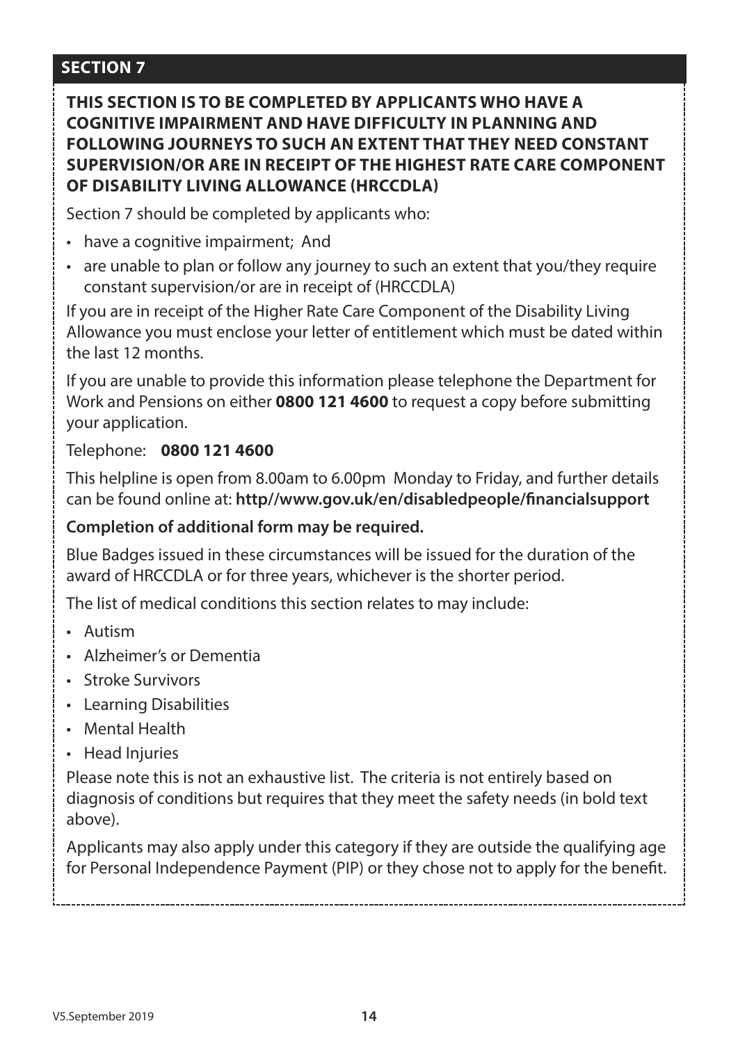## SECTION 7

**THIS SECTION IS TO BE COMPLETED BY APPLICANTS WHO HAVE A COGNITIVE IMPAIRMENT AND HAVE DIFFICULTY IN PLANNING AND FOLLOWING JOURNEYS TO SUCH AN EXTENT THAT THEY NEED CONSTANT SUPERVISION/OR ARE IN RECEIPT OF THE HIGHEST RATE CARE COMPONENT OF DISABILITY LIVING ALLOWANCE (HRCCDLA)**

Section 7 should be completed by applicants who:

- have a cognitive impairment; And
- are unable to plan or follow any journey to such an extent that you/they require constant supervision/or are in receipt of (HRCCDLA)

If you are in receipt of the Higher Rate Care Component of the Disability Living Allowance you must enclose your letter of entitlement which must be dated within the last 12 months.

If you are unable to provide this information please telephone the Department for Work and Pensions on either **0800 121 4600** to request a copy before submitting your application.

Telephone: **0800 121 4600**

This helpline is open from 8.00am to 6.00pm Monday to Friday, and further details can be found online at: **http//www.gov.uk/en/disabledpeople/financialsupport**

**Completion of additional form may be required.**

Blue Badges issued in these circumstances will be issued for the duration of the award of HRCCDLA or for three years, whichever is the shorter period.

The list of medical conditions this section relates to may include:

- Autism
- Alzheimer's or Dementia
- Stroke Survivors
- Learning Disabilities
- Mental Health
- Head Injuries

Please note this is not an exhaustive list. The criteria is not entirely based on diagnosis of conditions but requires that they meet the safety needs (in bold text above).

Applicants may also apply under this category if they are outside the qualifying age for Personal Independence Payment (PIP) or they chose not to apply for the benefit.

V5.September 2019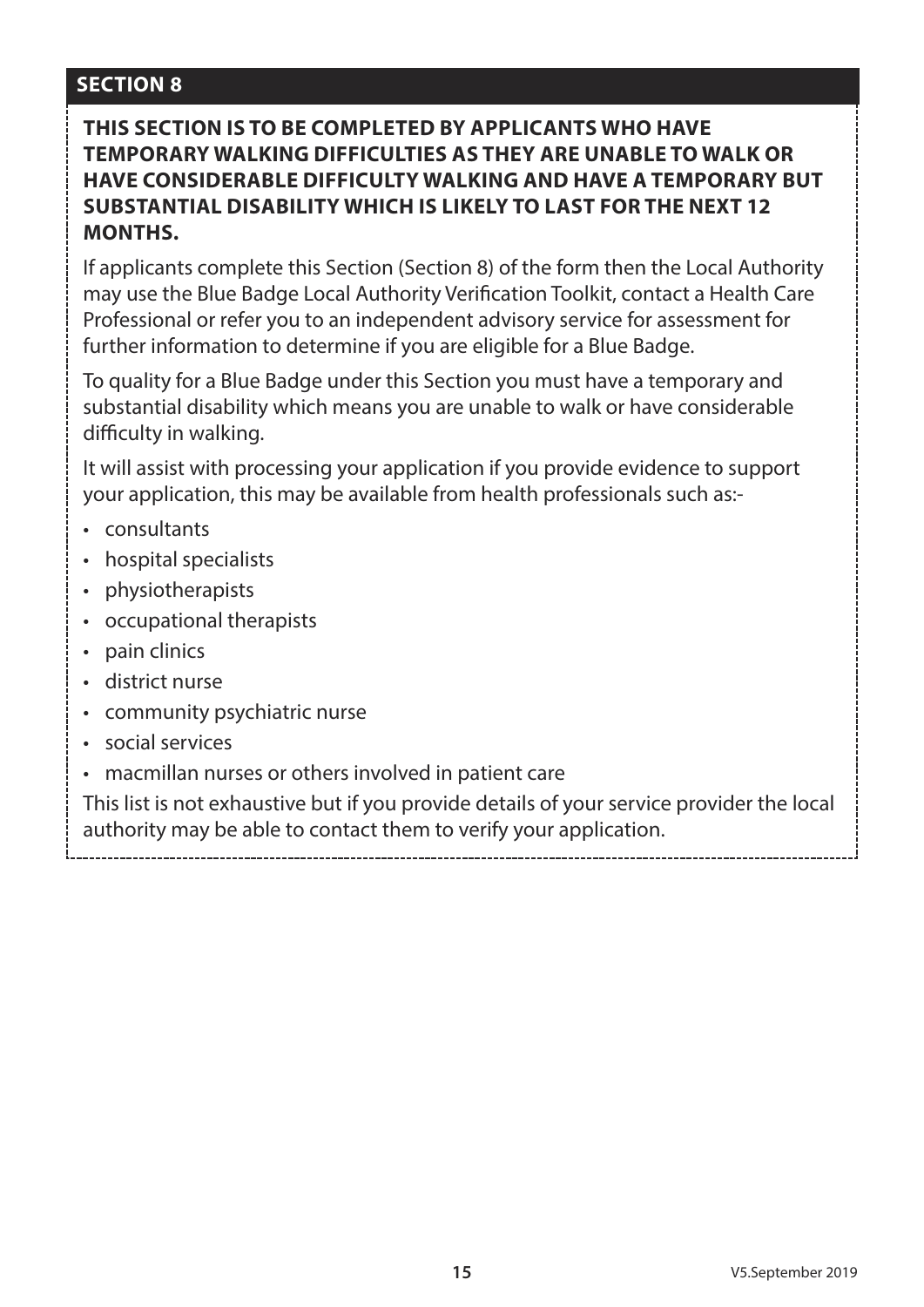## SECTION 8

**THIS SECTION IS TO BE COMPLETED BY APPLICANTS WHO HAVE TEMPORARY WALKING DIFFICULTIES AS THEY ARE UNABLE TO WALK OR HAVE CONSIDERABLE DIFFICULTY WALKING AND HAVE A TEMPORARY BUT SUBSTANTIAL DISABILITY WHICH IS LIKELY TO LAST FOR THE NEXT 12 MONTHS.**

If applicants complete this Section (Section 8) of the form then the Local Authority may use the Blue Badge Local Authority Verification Toolkit, contact a Health Care Professional or refer you to an independent advisory service for assessment for further information to determine if you are eligible for a Blue Badge.

To quality for a Blue Badge under this Section you must have a temporary and substantial disability which means you are unable to walk or have considerable difficulty in walking.

It will assist with processing your application if you provide evidence to support your application, this may be available from health professionals such as:-

- consultants
- hospital specialists
- physiotherapists
- occupational therapists
- pain clinics
- district nurse
- community psychiatric nurse
- social services
- macmillan nurses or others involved in patient care

This list is not exhaustive but if you provide details of your service provider the local authority may be able to contact them to verify your application.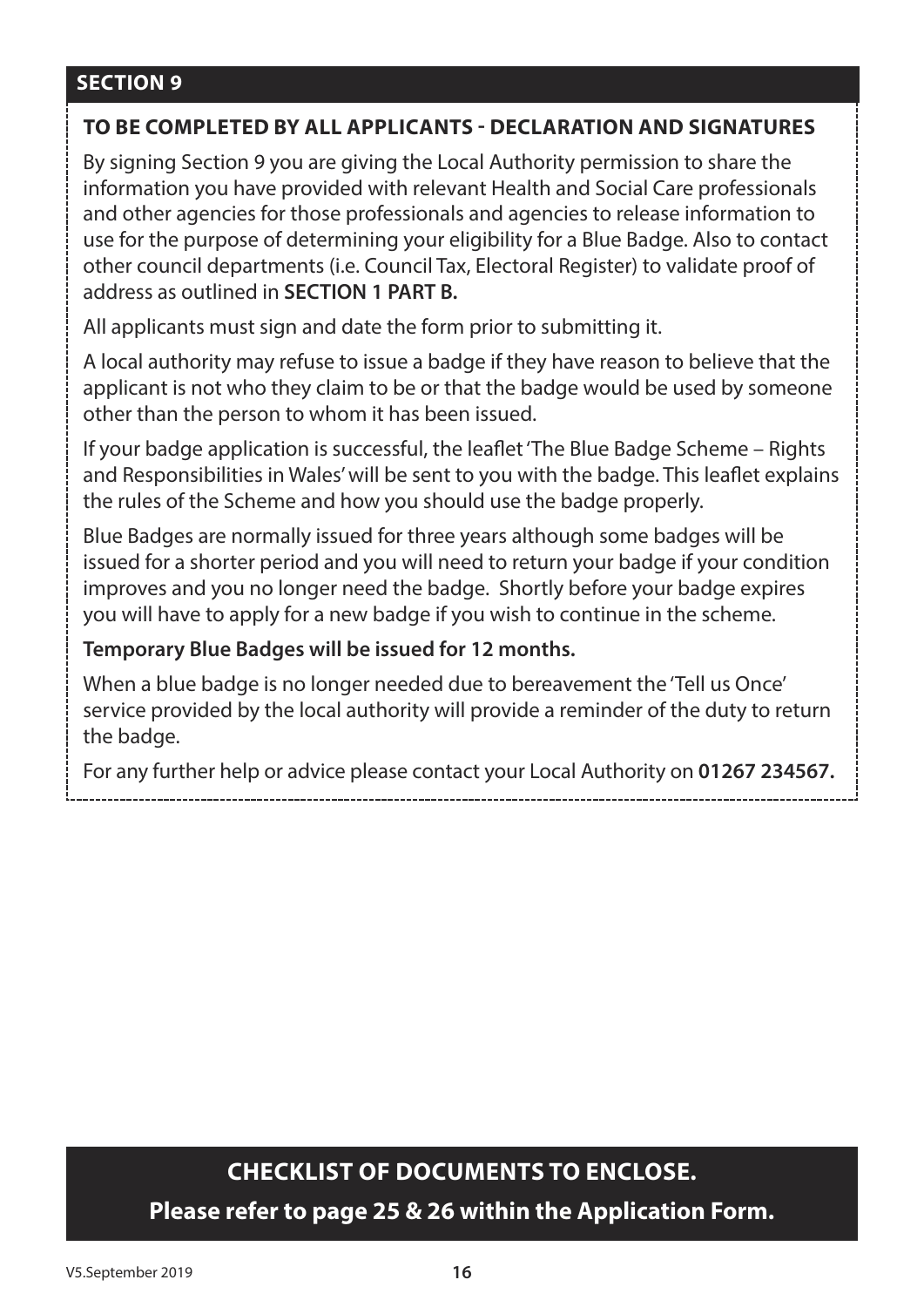## SECTION 9

**TO BE COMPLETED BY ALL APPLICANTS - DECLARATION AND SIGNATURES**

By signing Section 9 you are giving the Local Authority permission to share the information you have provided with relevant Health and Social Care professionals and other agencies for those professionals and agencies to release information to use for the purpose of determining your eligibility for a Blue Badge. Also to contact other council departments (i.e. Council Tax, Electoral Register) to validate proof of address as outlined in **SECTION 1 PART B.**

All applicants must sign and date the form prior to submitting it.

A local authority may refuse to issue a badge if they have reason to believe that the applicant is not who they claim to be or that the badge would be used by someone other than the person to whom it has been issued.

If your badge application is successful, the leaflet 'The Blue Badge Scheme – Rights and Responsibilities in Wales' will be sent to you with the badge. This leaflet explains the rules of the Scheme and how you should use the badge properly.

Blue Badges are normally issued for three years although some badges will be issued for a shorter period and you will need to return your badge if your condition improves and you no longer need the badge. Shortly before your badge expires you will have to apply for a new badge if you wish to continue in the scheme.

**Temporary Blue Badges will be issued for 12 months.**

When a blue badge is no longer needed due to bereavement the 'Tell us Once' service provided by the local authority will provide a reminder of the duty to return the badge.

For any further help or advice please contact your Local Authority on **01267 234567.**

## CHECKLIST OF DOCUMENTS TO ENCLOSE.

**Please refer to page 25 & 26 within the Application Form.**

V5.September 2019